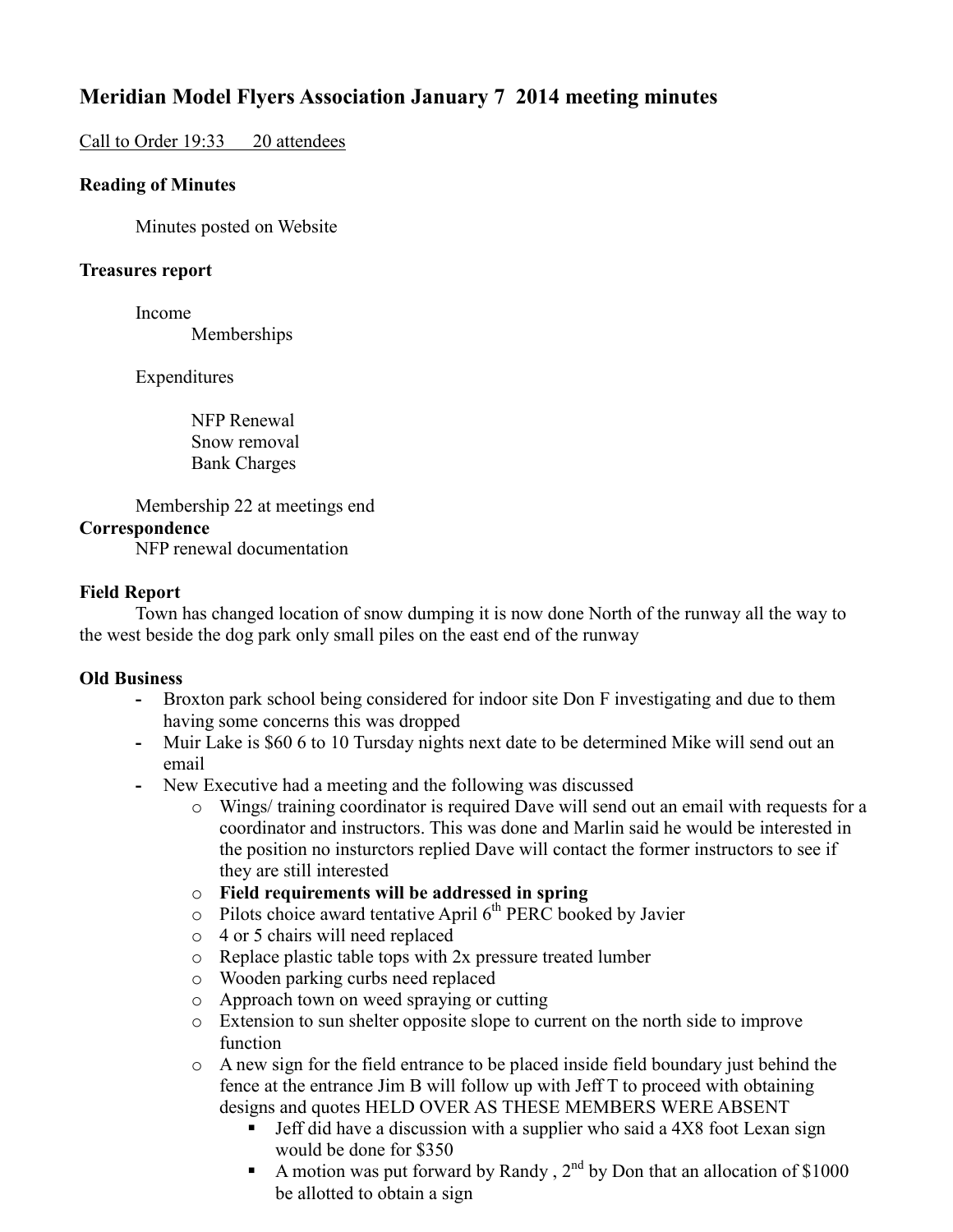# Meridian Model Flyers Association January 7 2014 meeting minutes

<u>Call to Order 19:33 20 attendees</u>

**Reading of Minutes**

Minutes posted on Website

**Treasures report**

Income
- Memberships

Expenditures
- NFP Renewal
- Snow removal
- Bank Charges

Membership 22 at meetings end

**Correspondence**

NFP renewal documentation

**Field Report**

Town has changed location of snow dumping it is now done North of the runway all the way to the west beside the dog park only small piles on the east end of the runway

**Old Business**

- Broxton park school being considered for indoor site Don F investigating and due to them having some concerns this was dropped
- Muir Lake is $60 6 to 10 Tuesday nights next date to be determined Mike will send out an email
- New Executive had a meeting and the following was discussed
  - Wings/ training coordinator is required Dave will send out an email with requests for a coordinator and instructors. This was done and Marlin said he would be interested in the position no insturctors replied Dave will contact the former instructors to see if they are still interested
  - **Field requirements will be addressed in spring**
  - Pilots choice award tentative April 6th PERC booked by Javier
  - 4 or 5 chairs will need replaced
  - Replace plastic table tops with 2x pressure treated lumber
  - Wooden parking curbs need replaced
  - Approach town on weed spraying or cutting
  - Extension to sun shelter opposite slope to current on the north side to improve function
  - A new sign for the field entrance to be placed inside field boundary just behind the fence at the entrance Jim B will follow up with Jeff T to proceed with obtaining designs and quotes HELD OVER AS THESE MEMBERS WERE ABSENT
    - Jeff did have a discussion with a supplier who said a 4X8 foot Lexan sign would be done for $350
    - A motion was put forward by Randy , 2nd by Don that an allocation of $1000 be allotted to obtain a sign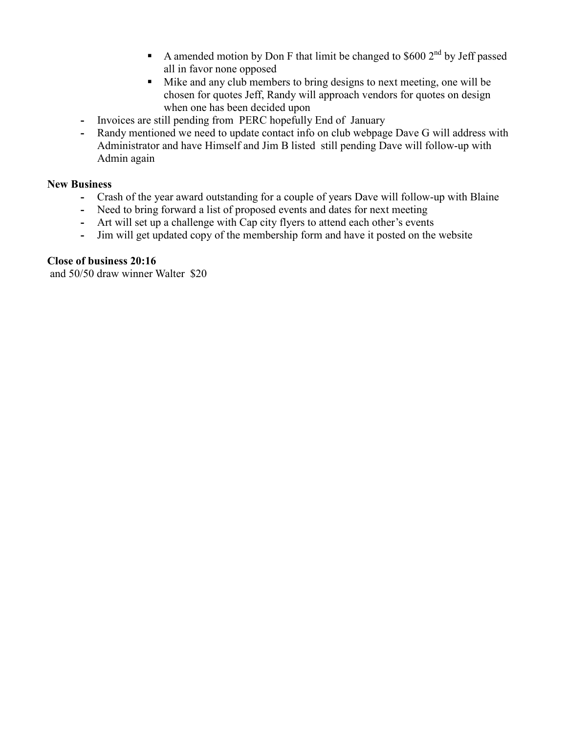- A amended motion by Don F that limit be changed to \$600 2nd by Jeff passed all in favor none opposed
    - Mike and any club members to bring designs to next meeting, one will be chosen for quotes Jeff, Randy will approach vendors for quotes on design when one has been decided upon
- Invoices are still pending from PERC hopefully End of January
- Randy mentioned we need to update contact info on club webpage Dave G will address with Administrator and have Himself and Jim B listed still pending Dave will follow-up with Admin again

**New Business**

- Crash of the year award outstanding for a couple of years Dave will follow-up with Blaine
- Need to bring forward a list of proposed events and dates for next meeting
- Art will set up a challenge with Cap city flyers to attend each other's events
- Jim will get updated copy of the membership form and have it posted on the website

**Close of business 20:16**

and 50/50 draw winner Walter \$20